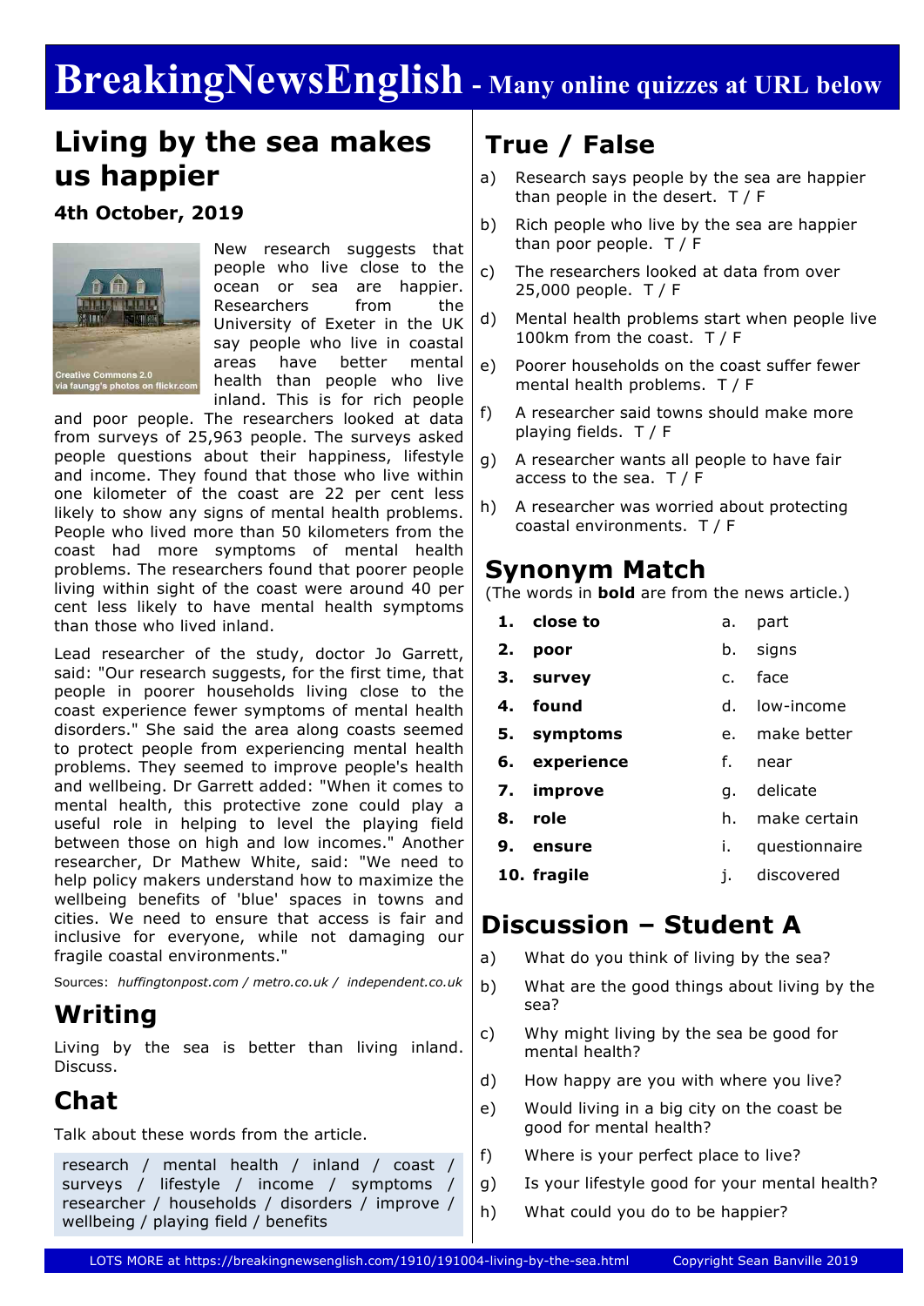# BreakingNewsEnglish - Many online quizzes at URL below

## Living by the sea makes us happier

**4th October, 2019**

Creative Commons 2.0 via faungg's photos on flickr.com

New research suggests that people who live close to the ocean or sea are happier. Researchers from the University of Exeter in the UK say people who live in coastal areas have better mental health than people who live inland. This is for rich people and poor people. The researchers looked at data from surveys of 25,963 people. The surveys asked people questions about their happiness, lifestyle and income. They found that those who live within one kilometer of the coast are 22 per cent less likely to show any signs of mental health problems. People who lived more than 50 kilometers from the coast had more symptoms of mental health problems. The researchers found that poorer people living within sight of the coast were around 40 per cent less likely to have mental health symptoms than those who lived inland.

Lead researcher of the study, doctor Jo Garrett, said: "Our research suggests, for the first time, that people in poorer households living close to the coast experience fewer symptoms of mental health disorders." She said the area along coasts seemed to protect people from experiencing mental health problems. They seemed to improve people's health and wellbeing. Dr Garrett added: "When it comes to mental health, this protective zone could play a useful role in helping to level the playing field between those on high and low incomes." Another researcher, Dr Mathew White, said: "We need to help policy makers understand how to maximize the wellbeing benefits of 'blue' spaces in towns and cities. We need to ensure that access is fair and inclusive for everyone, while not damaging our fragile coastal environments."

Sources: *huffingtonpost.com / metro.co.uk / independent.co.uk*

## Writing

Living by the sea is better than living inland. Discuss.

## Chat

Talk about these words from the article.

research / mental health / inland / coast / surveys / lifestyle / income / symptoms / researcher / households / disorders / improve / wellbeing / playing field / benefits

## True / False

a) Research says people by the sea are happier than people in the desert. T / F

b) Rich people who live by the sea are happier than poor people. T / F

c) The researchers looked at data from over 25,000 people. T / F

d) Mental health problems start when people live 100km from the coast. T / F

e) Poorer households on the coast suffer fewer mental health problems. T / F

f) A researcher said towns should make more playing fields. T / F

g) A researcher wants all people to have fair access to the sea. T / F

h) A researcher was worried about protecting coastal environments. T / F

## Synonym Match

(The words in **bold** are from the news article.)

| | | | |
|---|---|---|---|
| 1. | **close to** | a. | part |
| 2. | **poor** | b. | signs |
| 3. | **survey** | c. | face |
| 4. | **found** | d. | low-income |
| 5. | **symptoms** | e. | make better |
| 6. | **experience** | f. | near |
| 7. | **improve** | g. | delicate |
| 8. | **role** | h. | make certain |
| 9. | **ensure** | i. | questionnaire |
| 10. | **fragile** | j. | discovered |

## Discussion – Student A

a) What do you think of living by the sea?

b) What are the good things about living by the sea?

c) Why might living by the sea be good for mental health?

d) How happy are you with where you live?

e) Would living in a big city on the coast be good for mental health?

f) Where is your perfect place to live?

g) Is your lifestyle good for your mental health?

h) What could you do to be happier?

LOTS MORE at https://breakingnewsenglish.com/1910/191004-living-by-the-sea.html Copyright Sean Banville 2019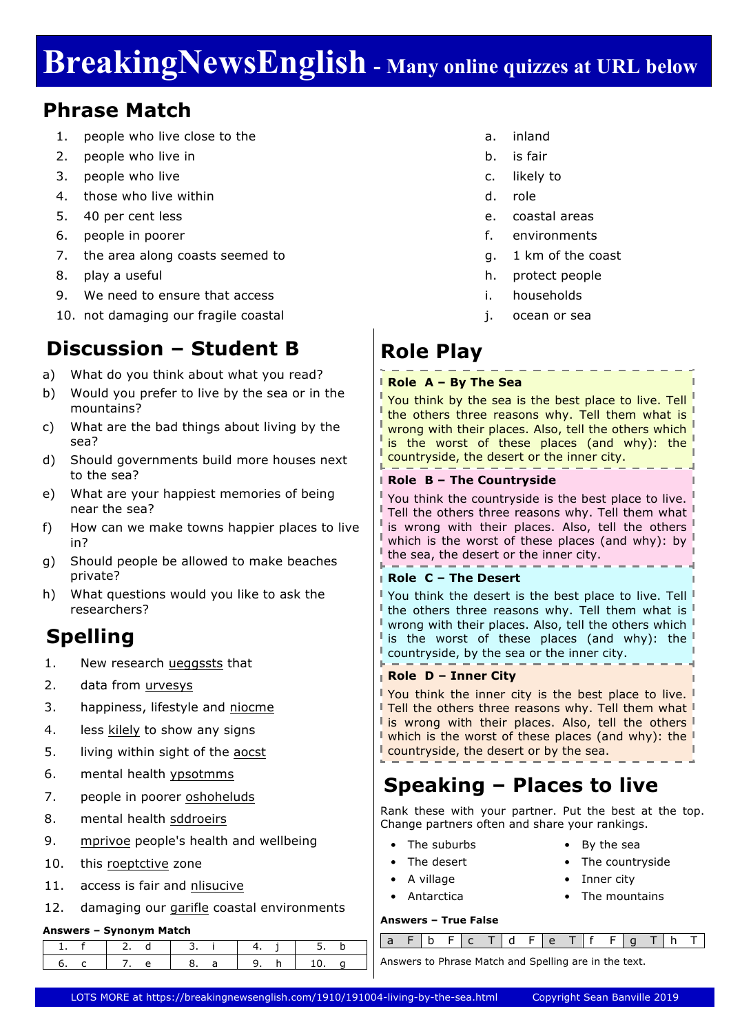# BreakingNewsEnglish - Many online quizzes at URL below

## Phrase Match

1. people who live close to the
2. people who live in
3. people who live
4. those who live within
5. 40 per cent less
6. people in poorer
7. the area along coasts seemed to
8. play a useful
9. We need to ensure that access
10. not damaging our fragile coastal

a. inland
b. is fair
c. likely to
d. role
e. coastal areas
f. environments
g. 1 km of the coast
h. protect people
i. households
j. ocean or sea

## Discussion – Student B

a) What do you think about what you read?
b) Would you prefer to live by the sea or in the mountains?
c) What are the bad things about living by the sea?
d) Should governments build more houses next to the sea?
e) What are your happiest memories of being near the sea?
f) How can we make towns happier places to live in?
g) Should people be allowed to make beaches private?
h) What questions would you like to ask the researchers?

## Spelling

1. New research ueggssts that
2. data from urvesys
3. happiness, lifestyle and niocme
4. less kilely to show any signs
5. living within sight of the aocst
6. mental health ypsotmms
7. people in poorer oshoheluds
8. mental health sddroeirs
9. mprivoe people's health and wellbeing
10. this roeptctive zone
11. access is fair and nlisucive
12. damaging our garifle coastal environments

**Answers – Synonym Match**

| | | | | |
|---|---|---|---|---|
| 1. f | 2. d | 3. i | 4. j | 5. b |
| 6. c | 7. e | 8. a | 9. h | 10. g |

## Role Play

**Role A – By The Sea**

You think by the sea is the best place to live. Tell the others three reasons why. Tell them what is wrong with their places. Also, tell the others which is the worst of these places (and why): the countryside, the desert or the inner city.

**Role B – The Countryside**

You think the countryside is the best place to live. Tell the others three reasons why. Tell them what is wrong with their places. Also, tell the others which is the worst of these places (and why): by the sea, the desert or the inner city.

**Role C – The Desert**

You think the desert is the best place to live. Tell the others three reasons why. Tell them what is wrong with their places. Also, tell the others which is the worst of these places (and why): the countryside, by the sea or the inner city.

**Role D – Inner City**

You think the inner city is the best place to live. Tell the others three reasons why. Tell them what is wrong with their places. Also, tell the others which is the worst of these places (and why): the countryside, the desert or by the sea.

## Speaking – Places to live

Rank these with your partner. Put the best at the top. Change partners often and share your rankings.

- The suburbs
- The desert
- A village
- Antarctica
- By the sea
- The countryside
- Inner city
- The mountains

**Answers – True False**

| | | | | | | | | | | | | | | | |
|---|---|---|---|---|---|---|---|---|---|---|---|---|---|---|---|
| a | F | b | F | c | T | d | F | e | T | f | F | g | T | h | T |

Answers to Phrase Match and Spelling are in the text.

LOTS MORE at https://breakingnewsenglish.com/1910/191004-living-by-the-sea.html Copyright Sean Banville 2019